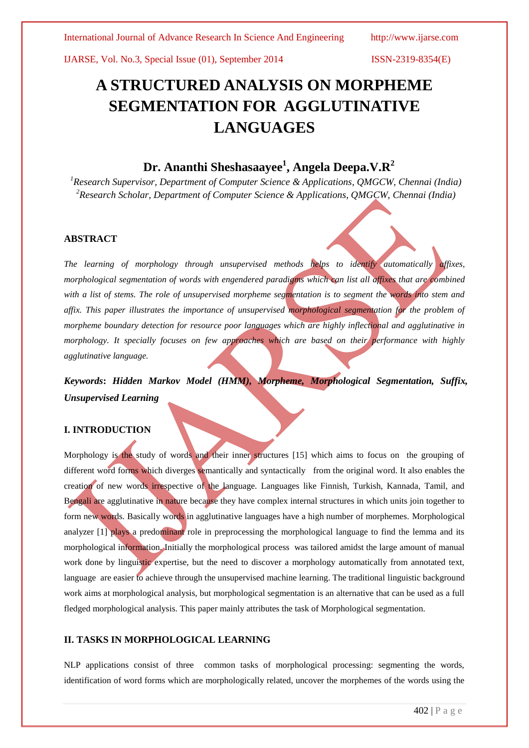# A STRUCTURED ANALYSIS ON MORPHEME SEGMENTATION FOR AGGLUTINATIVE LANGUAGES

## Dr. Ananthi Sheshasaayee[1], Angela Deepa.V.R[2]

*[1]Research Supervisor, Department of Computer Science & Applications, QMGCW, Chennai (India)*
*[2]Research Scholar, Department of Computer Science & Applications, QMGCW, Chennai (India)*

### ABSTRACT

*The learning of morphology through unsupervised methods helps to identify automatically affixes, morphological segmentation of words with engendered paradigms which can list all affixes that are combined with a list of stems. The role of unsupervised morpheme segmentation is to segment the words into stem and affix. This paper illustrates the importance of unsupervised morphological segmentation for the problem of morpheme boundary detection for resource poor languages which are highly inflectional and agglutinative in morphology. It specially focuses on few approaches which are based on their performance with highly agglutinative language.*

***Keywords*: *Hidden Markov Model (HMM), Morpheme, Morphological Segmentation, Suffix, Unsupervised Learning***

### I. INTRODUCTION

Morphology is the study of words and their inner structures [15] which aims to focus on the grouping of different word forms which diverges semantically and syntactically from the original word. It also enables the creation of new words irrespective of the language. Languages like Finnish, Turkish, Kannada, Tamil, and Bengali are agglutinative in nature because they have complex internal structures in which units join together to form new words. Basically words in agglutinative languages have a high number of morphemes. Morphological analyzer [1] plays a predominant role in preprocessing the morphological language to find the lemma and its morphological information. Initially the morphological process was tailored amidst the large amount of manual work done by linguistic expertise, but the need to discover a morphology automatically from annotated text, language are easier to achieve through the unsupervised machine learning. The traditional linguistic background work aims at morphological analysis, but morphological segmentation is an alternative that can be used as a full fledged morphological analysis. This paper mainly attributes the task of Morphological segmentation.

### II. TASKS IN MORPHOLOGICAL LEARNING

NLP applications consist of three common tasks of morphological processing: segmenting the words, identification of word forms which are morphologically related, uncover the morphemes of the words using the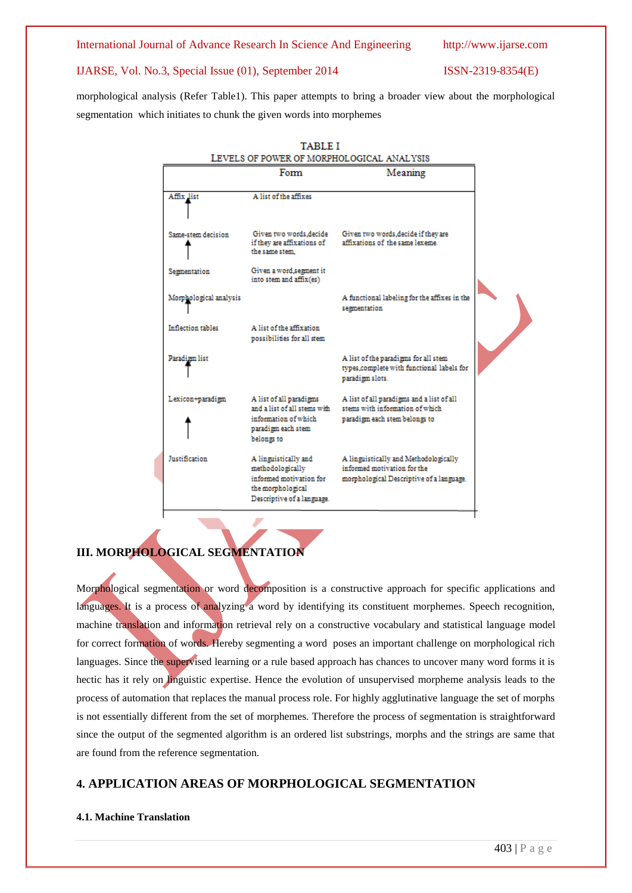morphological analysis (Refer Table1). This paper attempts to bring a broader view about the morphological segmentation which initiates to chunk the given words into morphemes

TABLE I
LEVELS OF POWER OF MORPHOLOGICAL ANALYSIS

| | Form | Meaning |
|---|---|---|
| Affix list | A list of the affixes | |
| Same-stem decision | Given two words,decide if they are affixations of the same stem, | Given two words,decide if they are affixations of the same lexeme |
| Segmentation | Given a word,segment it into stem and affix(es) | |
| Morphological analysis | | A functional labeling for the affixes in the segmentation |
| Inflection tables | A list of the affixation possibilities for all stem | |
| Paradigm list | | A list of the paradigms for all stem types,complete with functional labels for paradigm slots. |
| Lexicon+paradigm | A list of all paradigms and a list of all stems with information of which paradigm each stem belongs to | A list of all paradigms and a list of all stems with information of which paradigm each stem belongs to |
| Justification | A linguistically and methodologically informed motivation for the morphological Descriptive of a language. | A linguistically and Methodologically informed motivation for the morphological Descriptive of a language. |

## III. MORPHOLOGICAL SEGMENTATION

Morphological segmentation or word decomposition is a constructive approach for specific applications and languages. It is a process of analyzing a word by identifying its constituent morphemes. Speech recognition, machine translation and information retrieval rely on a constructive vocabulary and statistical language model for correct formation of words. Hereby segmenting a word poses an important challenge on morphological rich languages. Since the supervised learning or a rule based approach has chances to uncover many word forms it is hectic has it rely on linguistic expertise. Hence the evolution of unsupervised morpheme analysis leads to the process of automation that replaces the manual process role. For highly agglutinative language the set of morphs is not essentially different from the set of morphemes. Therefore the process of segmentation is straightforward since the output of the segmented algorithm is an ordered list substrings, morphs and the strings are same that are found from the reference segmentation.

## 4. APPLICATION AREAS OF MORPHOLOGICAL SEGMENTATION

### 4.1. Machine Translation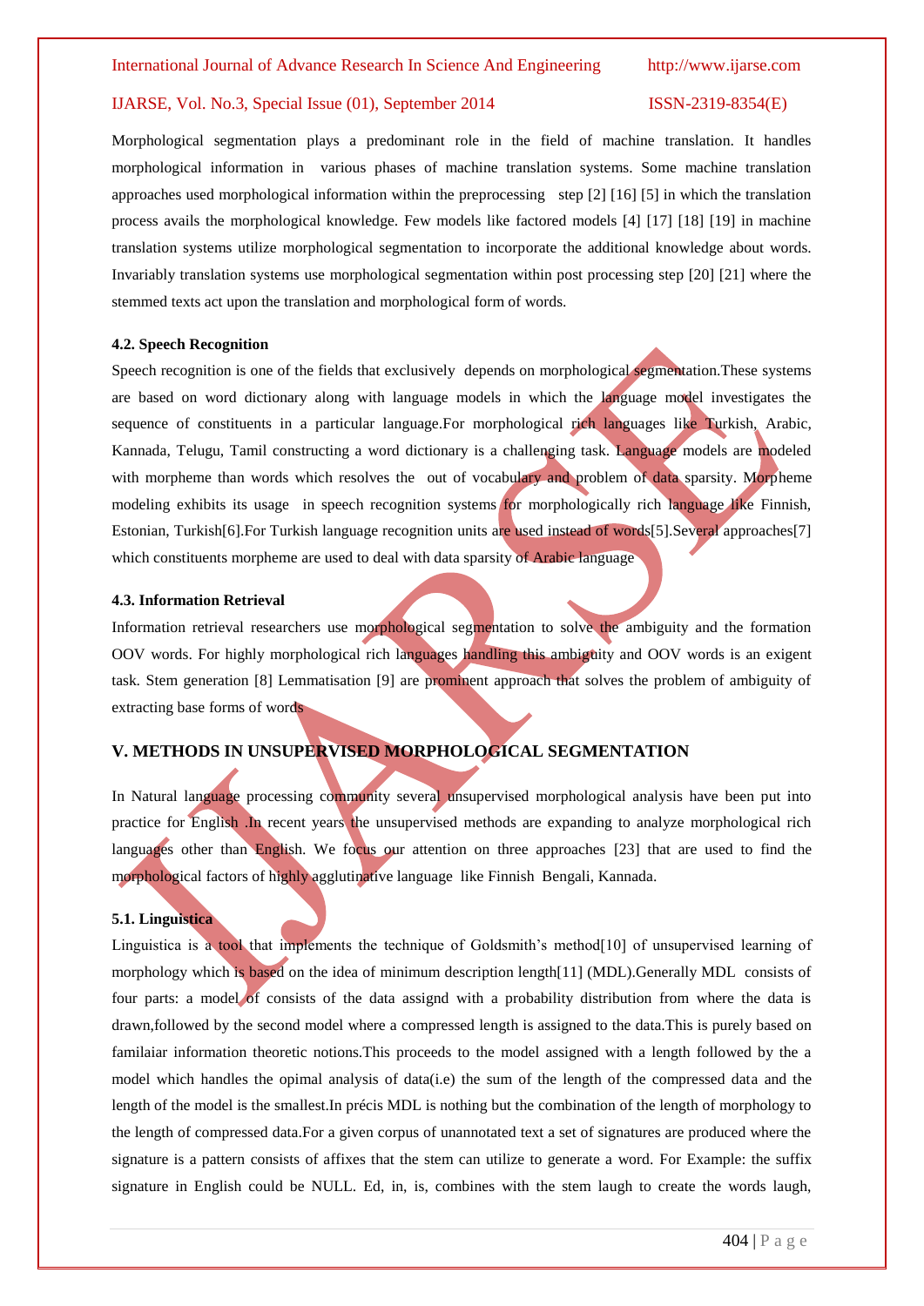Morphological segmentation plays a predominant role in the field of machine translation. It handles morphological information in various phases of machine translation systems. Some machine translation approaches used morphological information within the preprocessing step [2] [16] [5] in which the translation process avails the morphological knowledge. Few models like factored models [4] [17] [18] [19] in machine translation systems utilize morphological segmentation to incorporate the additional knowledge about words. Invariably translation systems use morphological segmentation within post processing step [20] [21] where the stemmed texts act upon the translation and morphological form of words.

#### 4.2. Speech Recognition

Speech recognition is one of the fields that exclusively depends on morphological segmentation.These systems are based on word dictionary along with language models in which the language model investigates the sequence of constituents in a particular language.For morphological rich languages like Turkish, Arabic, Kannada, Telugu, Tamil constructing a word dictionary is a challenging task. Language models are modeled with morpheme than words which resolves the out of vocabulary and problem of data sparsity. Morpheme modeling exhibits its usage in speech recognition systems for morphologically rich language like Finnish, Estonian, Turkish[6].For Turkish language recognition units are used instead of words[5].Several approaches[7] which constituents morpheme are used to deal with data sparsity of Arabic language

#### 4.3. Information Retrieval

Information retrieval researchers use morphological segmentation to solve the ambiguity and the formation OOV words. For highly morphological rich languages handling this ambiguity and OOV words is an exigent task. Stem generation [8] Lemmatisation [9] are prominent approach that solves the problem of ambiguity of extracting base forms of words

## V. METHODS IN UNSUPERVISED MORPHOLOGICAL SEGMENTATION

In Natural language processing community several unsupervised morphological analysis have been put into practice for English .In recent years the unsupervised methods are expanding to analyze morphological rich languages other than English. We focus our attention on three approaches [23] that are used to find the morphological factors of highly agglutinative language like Finnish Bengali, Kannada.

#### 5.1. Linguistica

Linguistica is a tool that implements the technique of Goldsmith's method[10] of unsupervised learning of morphology which is based on the idea of minimum description length[11] (MDL).Generally MDL consists of four parts: a model of consists of the data assignd with a probability distribution from where the data is drawn,followed by the second model where a compressed length is assigned to the data.This is purely based on familaiar information theoretic notions.This proceeds to the model assigned with a length followed by the a model which handles the opimal analysis of data(i.e) the sum of the length of the compressed data and the length of the model is the smallest.In précis MDL is nothing but the combination of the length of morphology to the length of compressed data.For a given corpus of unannotated text a set of signatures are produced where the signature is a pattern consists of affixes that the stem can utilize to generate a word. For Example: the suffix signature in English could be NULL. Ed, in, is, combines with the stem laugh to create the words laugh,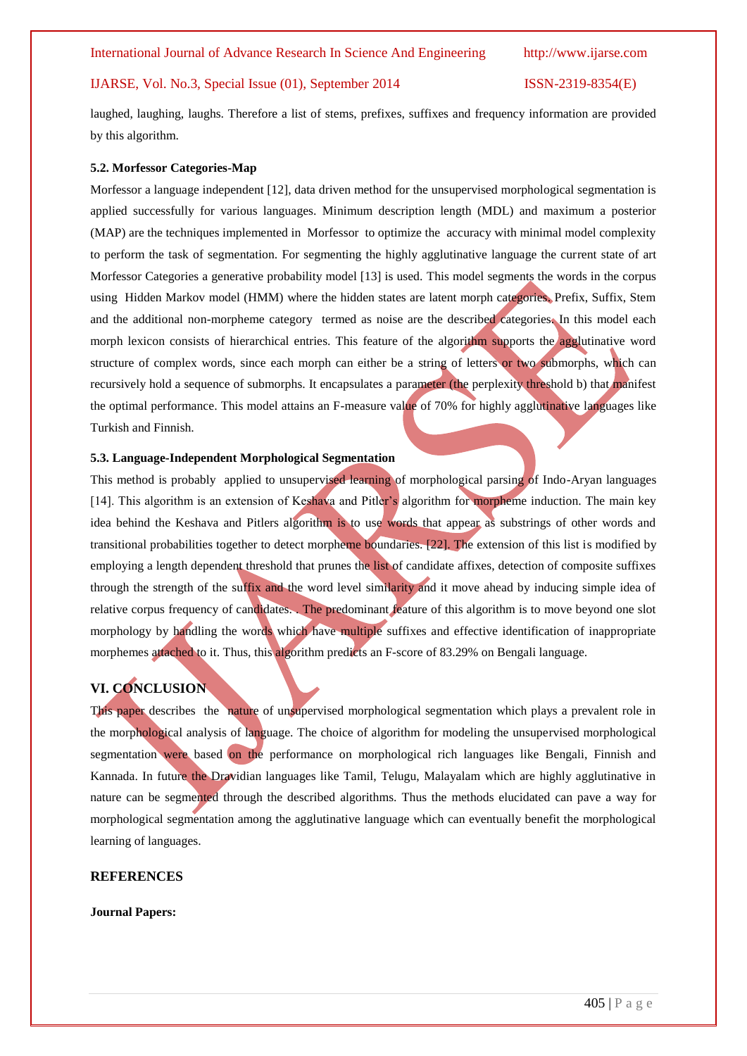laughed, laughing, laughs. Therefore a list of stems, prefixes, suffixes and frequency information are provided by this algorithm.

#### 5.2. Morfessor Categories-Map

Morfessor a language independent [12], data driven method for the unsupervised morphological segmentation is applied successfully for various languages. Minimum description length (MDL) and maximum a posterior (MAP) are the techniques implemented in Morfessor to optimize the accuracy with minimal model complexity to perform the task of segmentation. For segmenting the highly agglutinative language the current state of art Morfessor Categories a generative probability model [13] is used. This model segments the words in the corpus using Hidden Markov model (HMM) where the hidden states are latent morph categories. Prefix, Suffix, Stem and the additional non-morpheme category termed as noise are the described categories. In this model each morph lexicon consists of hierarchical entries. This feature of the algorithm supports the agglutinative word structure of complex words, since each morph can either be a string of letters or two submorphs, which can recursively hold a sequence of submorphs. It encapsulates a parameter (the perplexity threshold b) that manifest the optimal performance. This model attains an F-measure value of 70% for highly agglutinative languages like Turkish and Finnish.

#### 5.3. Language-Independent Morphological Segmentation

This method is probably applied to unsupervised learning of morphological parsing of Indo-Aryan languages [14]. This algorithm is an extension of Keshava and Pitler's algorithm for morpheme induction. The main key idea behind the Keshava and Pitlers algorithm is to use words that appear as substrings of other words and transitional probabilities together to detect morpheme boundaries. [22]. The extension of this list is modified by employing a length dependent threshold that prunes the list of candidate affixes, detection of composite suffixes through the strength of the suffix and the word level similarity and it move ahead by inducing simple idea of relative corpus frequency of candidates. . The predominant feature of this algorithm is to move beyond one slot morphology by handling the words which have multiple suffixes and effective identification of inappropriate morphemes attached to it. Thus, this algorithm predicts an F-score of 83.29% on Bengali language.

## VI. CONCLUSION

This paper describes the nature of unsupervised morphological segmentation which plays a prevalent role in the morphological analysis of language. The choice of algorithm for modeling the unsupervised morphological segmentation were based on the performance on morphological rich languages like Bengali, Finnish and Kannada. In future the Dravidian languages like Tamil, Telugu, Malayalam which are highly agglutinative in nature can be segmented through the described algorithms. Thus the methods elucidated can pave a way for morphological segmentation among the agglutinative language which can eventually benefit the morphological learning of languages.

## REFERENCES

**Journal Papers:**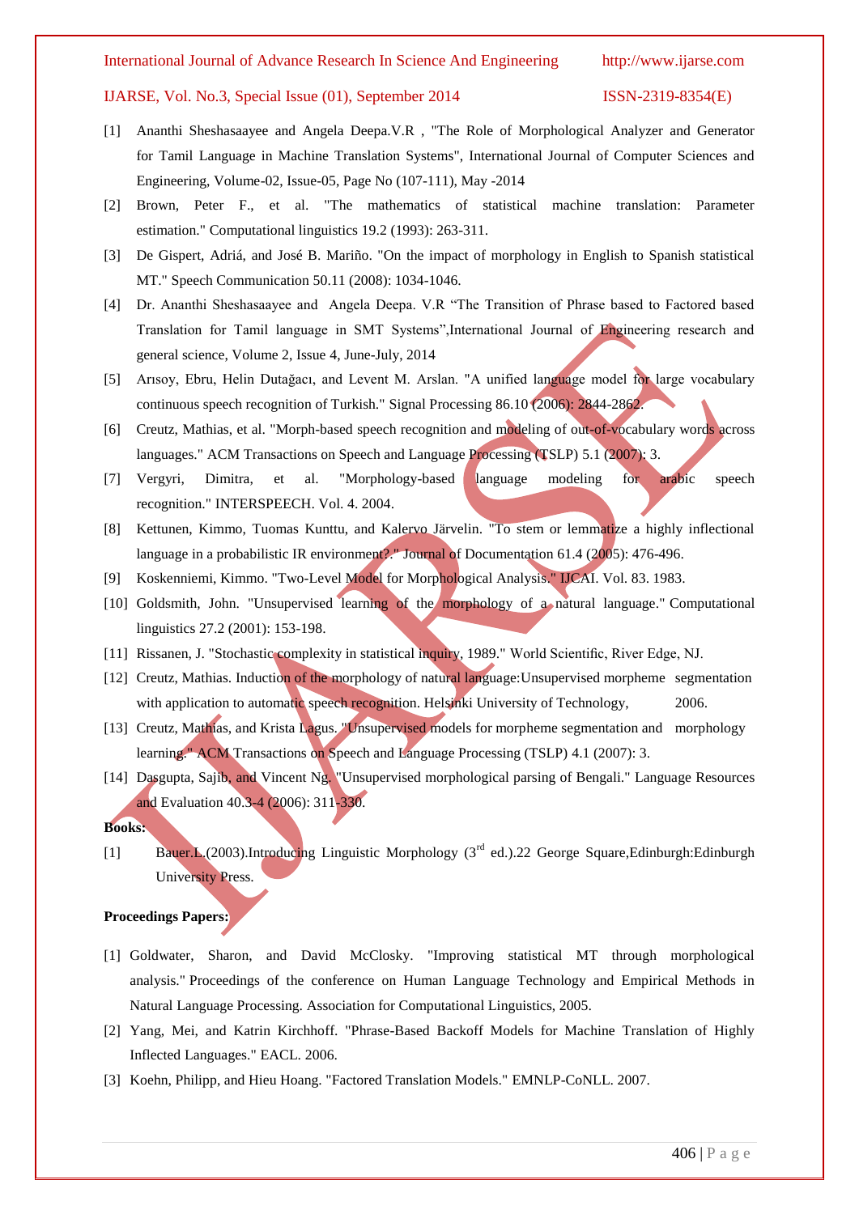[1] Ananthi Sheshasaayee and Angela Deepa.V.R , "The Role of Morphological Analyzer and Generator for Tamil Language in Machine Translation Systems", International Journal of Computer Sciences and Engineering, Volume-02, Issue-05, Page No (107-111), May -2014

[2] Brown, Peter F., et al. "The mathematics of statistical machine translation: Parameter estimation." Computational linguistics 19.2 (1993): 263-311.

[3] De Gispert, Adriá, and José B. Mariño. "On the impact of morphology in English to Spanish statistical MT." Speech Communication 50.11 (2008): 1034-1046.

[4] Dr. Ananthi Sheshasaayee and Angela Deepa. V.R "The Transition of Phrase based to Factored based Translation for Tamil language in SMT Systems",International Journal of Engineering research and general science, Volume 2, Issue 4, June-July, 2014

[5] Arısoy, Ebru, Helin Dutağacı, and Levent M. Arslan. "A unified language model for large vocabulary continuous speech recognition of Turkish." Signal Processing 86.10 (2006): 2844-2862.

[6] Creutz, Mathias, et al. "Morph-based speech recognition and modeling of out-of-vocabulary words across languages." ACM Transactions on Speech and Language Processing (TSLP) 5.1 (2007): 3.

[7] Vergyri, Dimitra, et al. "Morphology-based language modeling for arabic speech recognition." INTERSPEECH. Vol. 4. 2004.

[8] Kettunen, Kimmo, Tuomas Kunttu, and Kalervo Järvelin. "To stem or lemmatize a highly inflectional language in a probabilistic IR environment?." Journal of Documentation 61.4 (2005): 476-496.

[9] Koskenniemi, Kimmo. "Two-Level Model for Morphological Analysis." IJCAI. Vol. 83. 1983.

[10] Goldsmith, John. "Unsupervised learning of the morphology of a natural language." Computational linguistics 27.2 (2001): 153-198.

[11] Rissanen, J. "Stochastic complexity in statistical inquiry, 1989." World Scientific, River Edge, NJ.

[12] Creutz, Mathias. Induction of the morphology of natural language:Unsupervised morpheme segmentation with application to automatic speech recognition. Helsinki University of Technology, 2006.

[13] Creutz, Mathias, and Krista Lagus. "Unsupervised models for morpheme segmentation and morphology learning." ACM Transactions on Speech and Language Processing (TSLP) 4.1 (2007): 3.

[14] Dasgupta, Sajib, and Vincent Ng. "Unsupervised morphological parsing of Bengali." Language Resources and Evaluation 40.3-4 (2006): 311-330.

**Books:**

[1] Bauer.L.(2003).Introducing Linguistic Morphology (3rd ed.).22 George Square,Edinburgh:Edinburgh University Press.

**Proceedings Papers:**

[1] Goldwater, Sharon, and David McClosky. "Improving statistical MT through morphological analysis." Proceedings of the conference on Human Language Technology and Empirical Methods in Natural Language Processing. Association for Computational Linguistics, 2005.

[2] Yang, Mei, and Katrin Kirchhoff. "Phrase-Based Backoff Models for Machine Translation of Highly Inflected Languages." EACL. 2006.

[3] Koehn, Philipp, and Hieu Hoang. "Factored Translation Models." EMNLP-CoNLL. 2007.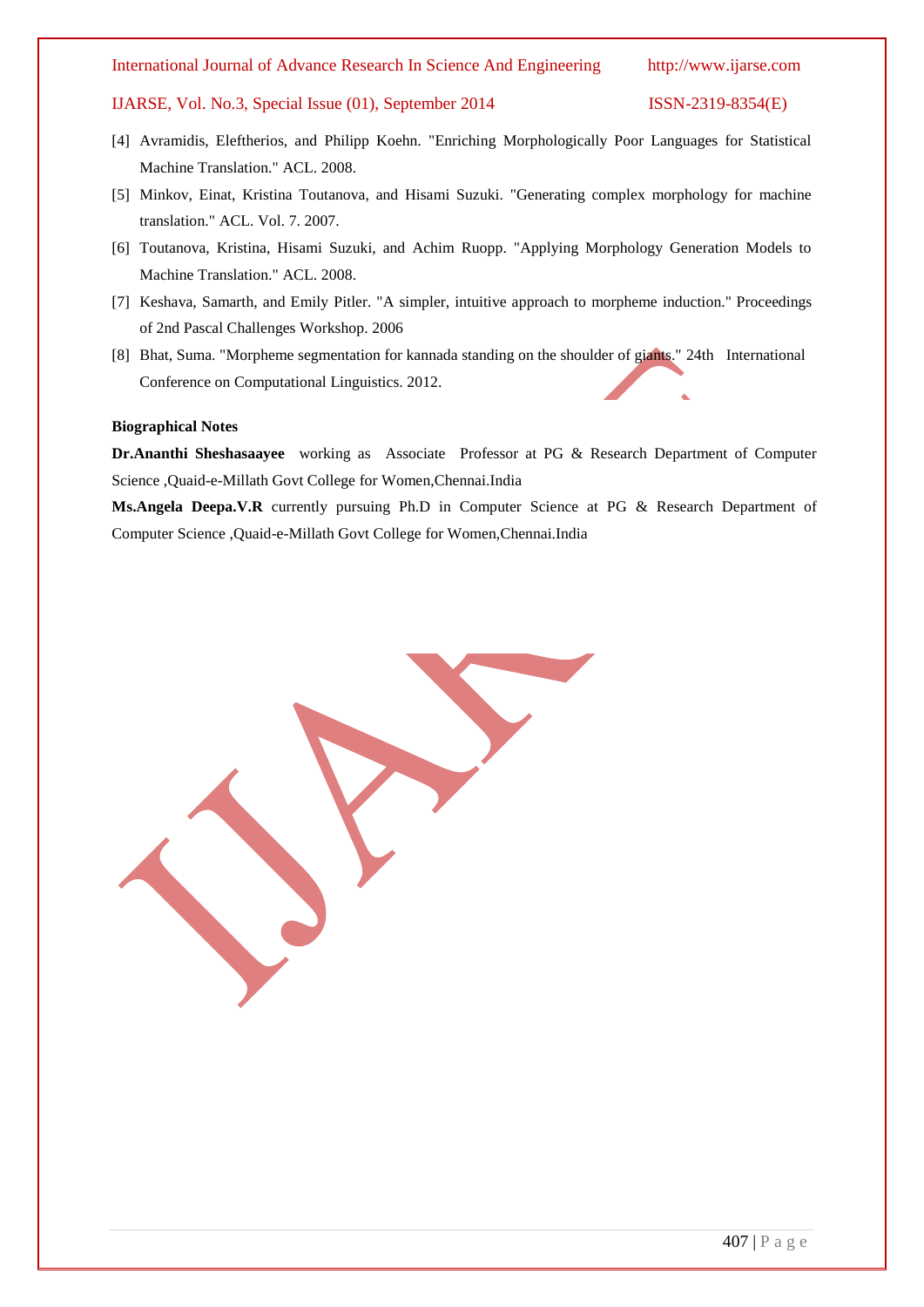[4] Avramidis, Eleftherios, and Philipp Koehn. "Enriching Morphologically Poor Languages for Statistical Machine Translation." ACL. 2008.

[5] Minkov, Einat, Kristina Toutanova, and Hisami Suzuki. "Generating complex morphology for machine translation." ACL. Vol. 7. 2007.

[6] Toutanova, Kristina, Hisami Suzuki, and Achim Ruopp. "Applying Morphology Generation Models to Machine Translation." ACL. 2008.

[7] Keshava, Samarth, and Emily Pitler. "A simpler, intuitive approach to morpheme induction." Proceedings of 2nd Pascal Challenges Workshop. 2006

[8] Bhat, Suma. "Morpheme segmentation for kannada standing on the shoulder of giants." 24th International Conference on Computational Linguistics. 2012.

**Biographical Notes**

**Dr.Ananthi Sheshasaayee** working as Associate Professor at PG & Research Department of Computer Science ,Quaid-e-Millath Govt College for Women,Chennai.India

**Ms.Angela Deepa.V.R** currently pursuing Ph.D in Computer Science at PG & Research Department of Computer Science ,Quaid-e-Millath Govt College for Women,Chennai.India